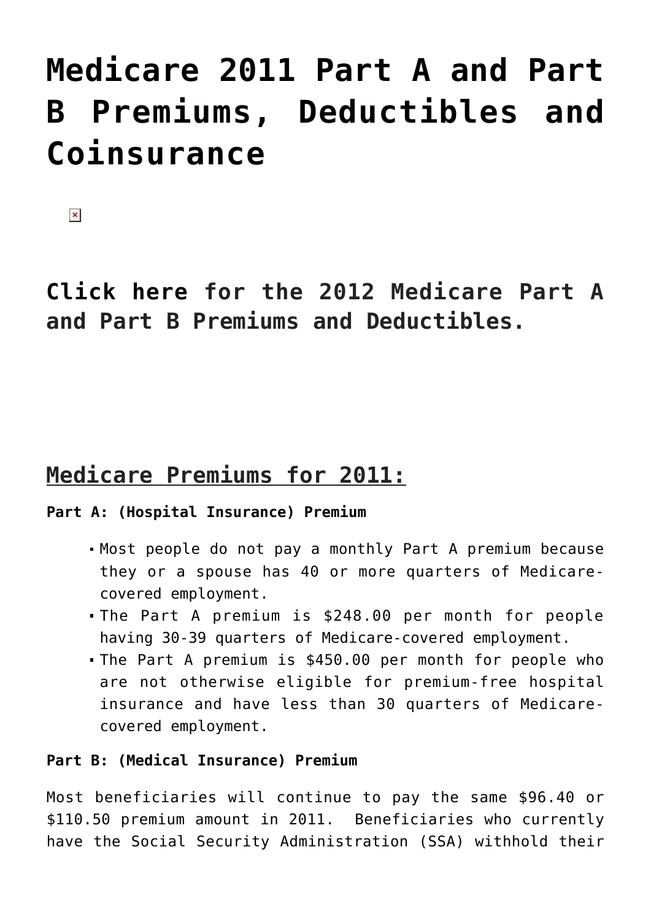# Medicare 2011 Part A and Part B Premiums, Deductibles and Coinsurance

**Click here** for the 2012 Medicare Part A and Part B Premiums and Deductibles.

## Medicare Premiums for 2011:

**Part A: (Hospital Insurance) Premium**

- Most people do not pay a monthly Part A premium because they or a spouse has 40 or more quarters of Medicare-covered employment.
- The Part A premium is $248.00 per month for people having 30-39 quarters of Medicare-covered employment.
- The Part A premium is $450.00 per month for people who are not otherwise eligible for premium-free hospital insurance and have less than 30 quarters of Medicare-covered employment.

**Part B: (Medical Insurance) Premium**

Most beneficiaries will continue to pay the same $96.40 or $110.50 premium amount in 2011. Beneficiaries who currently have the Social Security Administration (SSA) withhold their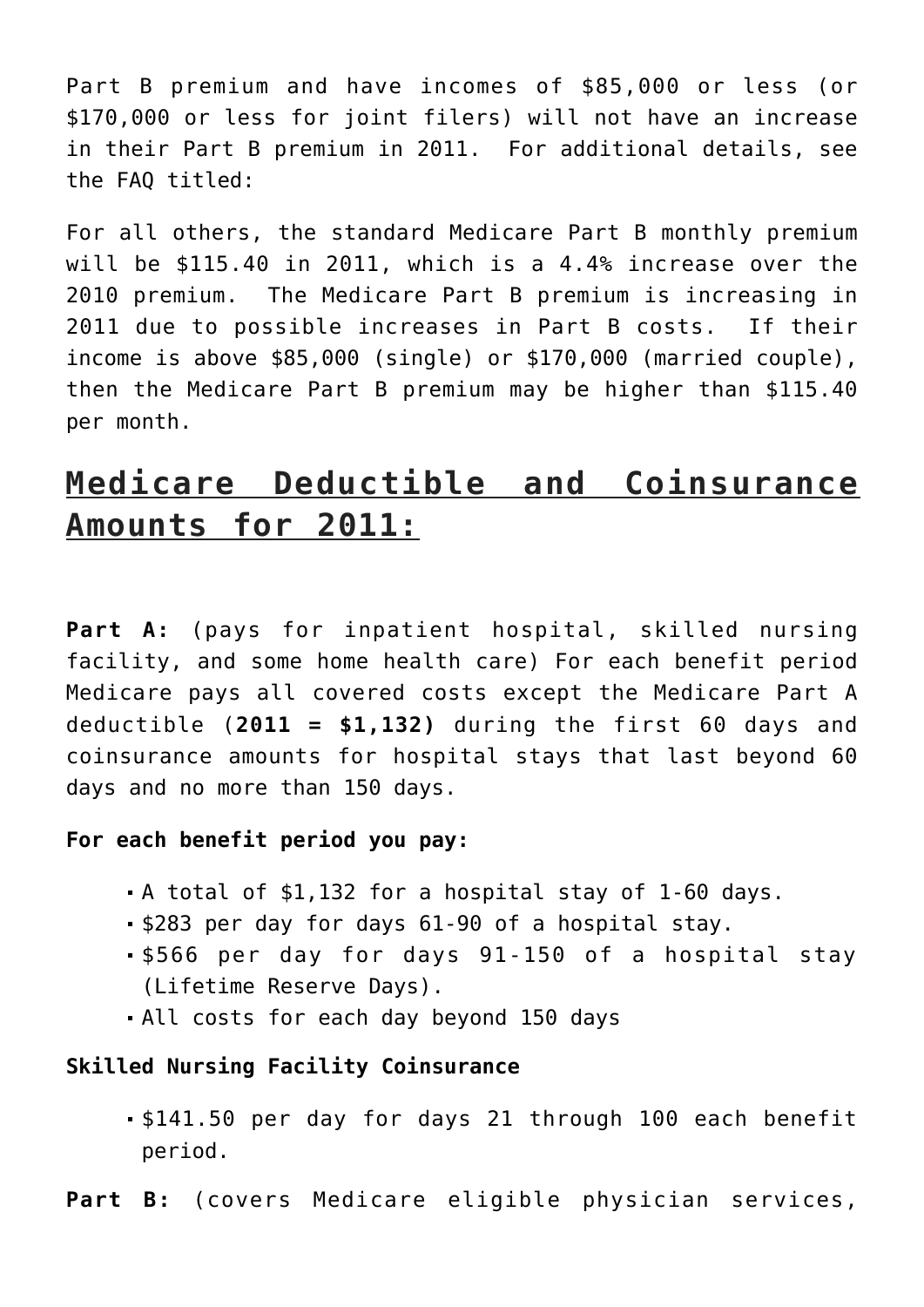Part B premium and have incomes of $85,000 or less (or $170,000 or less for joint filers) will not have an increase in their Part B premium in 2011.  For additional details, see the FAQ titled:

For all others, the standard Medicare Part B monthly premium will be $115.40 in 2011, which is a 4.4% increase over the 2010 premium.  The Medicare Part B premium is increasing in 2011 due to possible increases in Part B costs.  If their income is above $85,000 (single) or $170,000 (married couple), then the Medicare Part B premium may be higher than $115.40 per month.

## Medicare Deductible and Coinsurance Amounts for 2011:

**Part A:** (pays for inpatient hospital, skilled nursing facility, and some home health care) For each benefit period Medicare pays all covered costs except the Medicare Part A deductible (**2011 = $1,132)** during the first 60 days and coinsurance amounts for hospital stays that last beyond 60 days and no more than 150 days.

**For each benefit period you pay:**

- A total of $1,132 for a hospital stay of 1-60 days.
- $283 per day for days 61-90 of a hospital stay.
- $566 per day for days 91-150 of a hospital stay (Lifetime Reserve Days).
- All costs for each day beyond 150 days

**Skilled Nursing Facility Coinsurance**

- $141.50 per day for days 21 through 100 each benefit period.

**Part B:** (covers Medicare eligible physician services,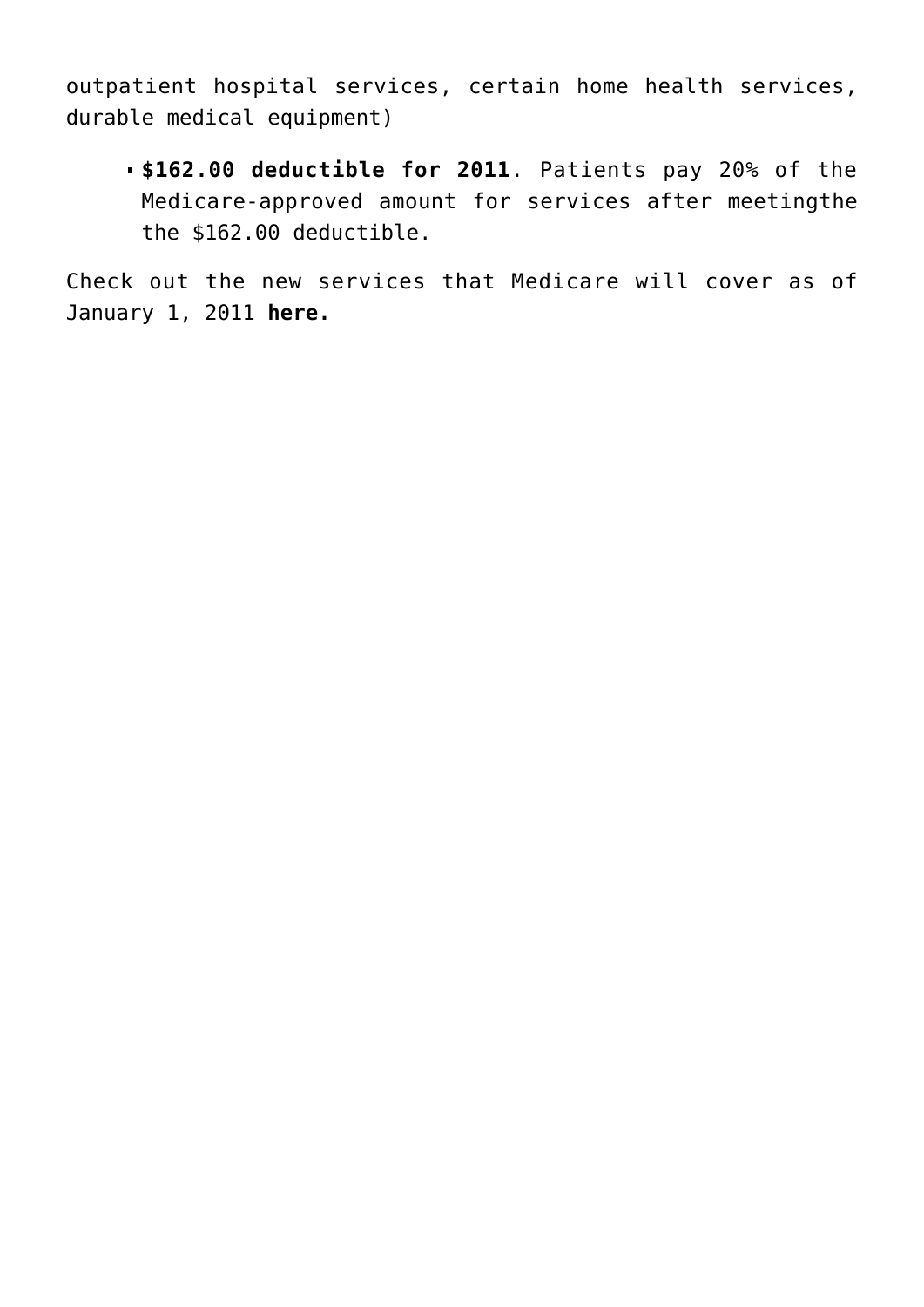outpatient hospital services, certain home health services, durable medical equipment)

- **$162.00 deductible for 2011**. Patients pay 20% of the Medicare-approved amount for services after meetingthe the $162.00 deductible.

Check out the new services that Medicare will cover as of January 1, 2011 **here.**